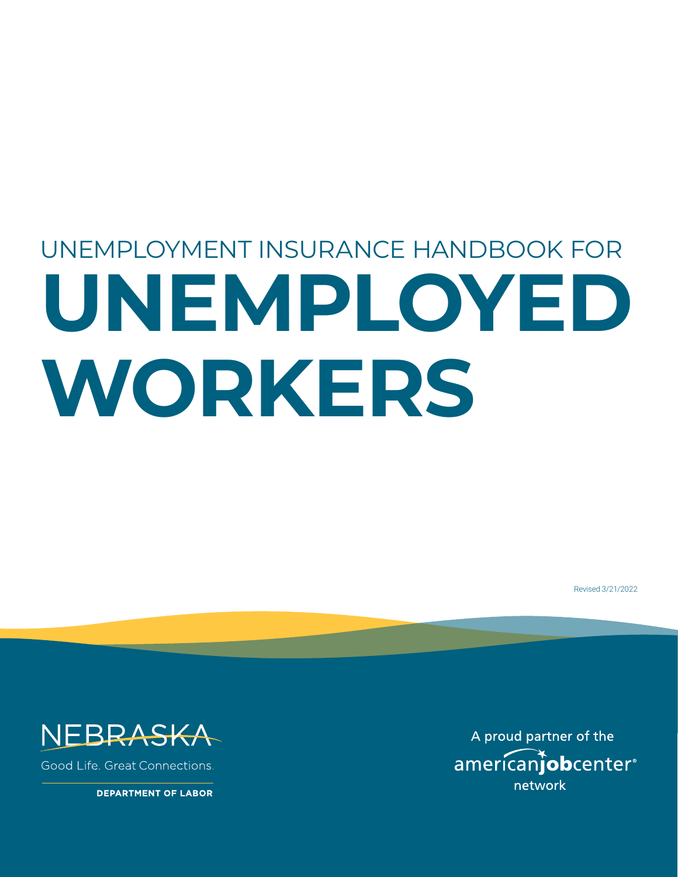# UNEMPLOYMENT INSURANCE HANDBOOK FOR

# UNEMPLOYED WORKERS

Revised 3/21/2022

NEBRASKA

Good Life. Great Connections.

DEPARTMENT OF LABOR

A proud partner of the americanjobcenter® network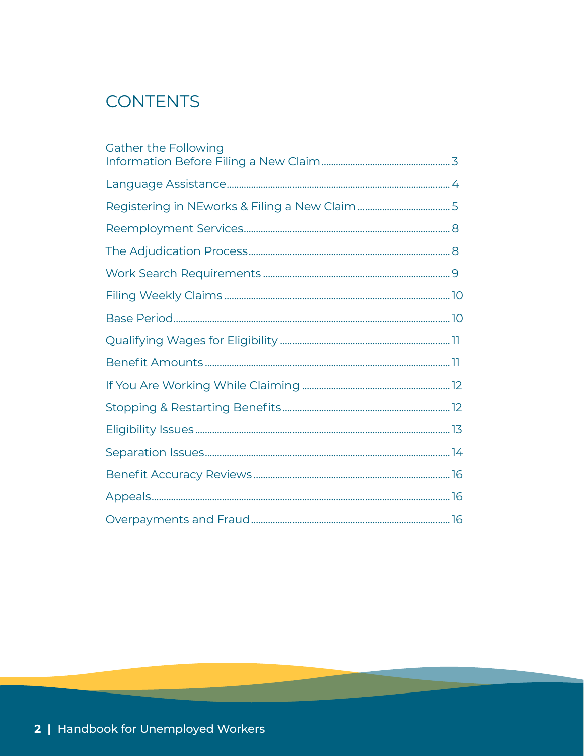# CONTENTS

| | |
|---|---|
| Gather the Following Information Before Filing a New Claim | 3 |
| Language Assistance | 4 |
| Registering in NEworks & Filing a New Claim | 5 |
| Reemployment Services | 8 |
| The Adjudication Process | 8 |
| Work Search Requirements | 9 |
| Filing Weekly Claims | 10 |
| Base Period | 10 |
| Qualifying Wages for Eligibility | 11 |
| Benefit Amounts | 11 |
| If You Are Working While Claiming | 12 |
| Stopping & Restarting Benefits | 12 |
| Eligibility Issues | 13 |
| Separation Issues | 14 |
| Benefit Accuracy Reviews | 16 |
| Appeals | 16 |
| Overpayments and Fraud | 16 |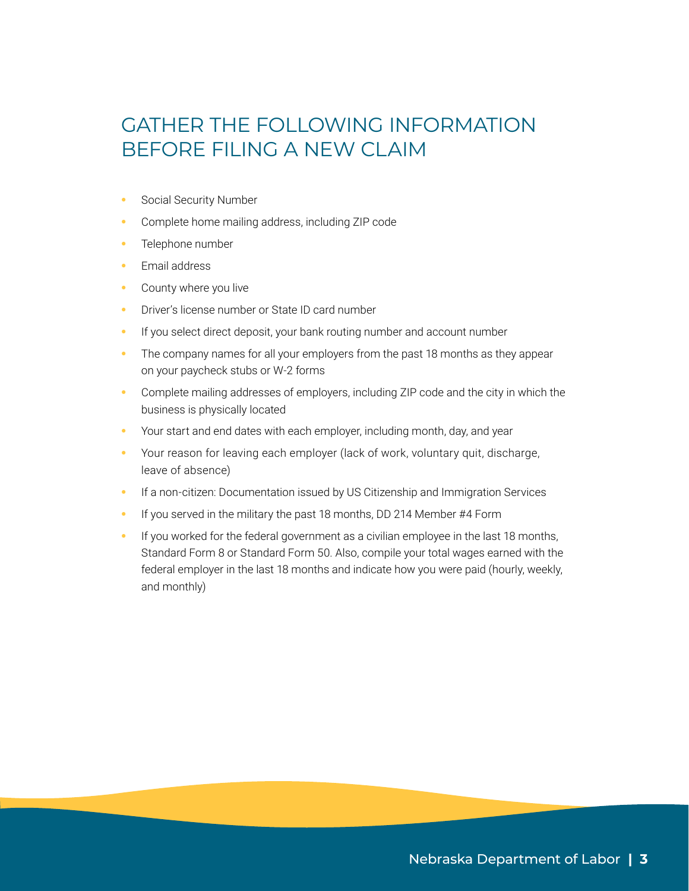# GATHER THE FOLLOWING INFORMATION BEFORE FILING A NEW CLAIM

- Social Security Number
- Complete home mailing address, including ZIP code
- Telephone number
- Email address
- County where you live
- Driver's license number or State ID card number
- If you select direct deposit, your bank routing number and account number
- The company names for all your employers from the past 18 months as they appear on your paycheck stubs or W-2 forms
- Complete mailing addresses of employers, including ZIP code and the city in which the business is physically located
- Your start and end dates with each employer, including month, day, and year
- Your reason for leaving each employer (lack of work, voluntary quit, discharge, leave of absence)
- If a non-citizen: Documentation issued by US Citizenship and Immigration Services
- If you served in the military the past 18 months, DD 214 Member #4 Form
- If you worked for the federal government as a civilian employee in the last 18 months, Standard Form 8 or Standard Form 50. Also, compile your total wages earned with the federal employer in the last 18 months and indicate how you were paid (hourly, weekly, and monthly)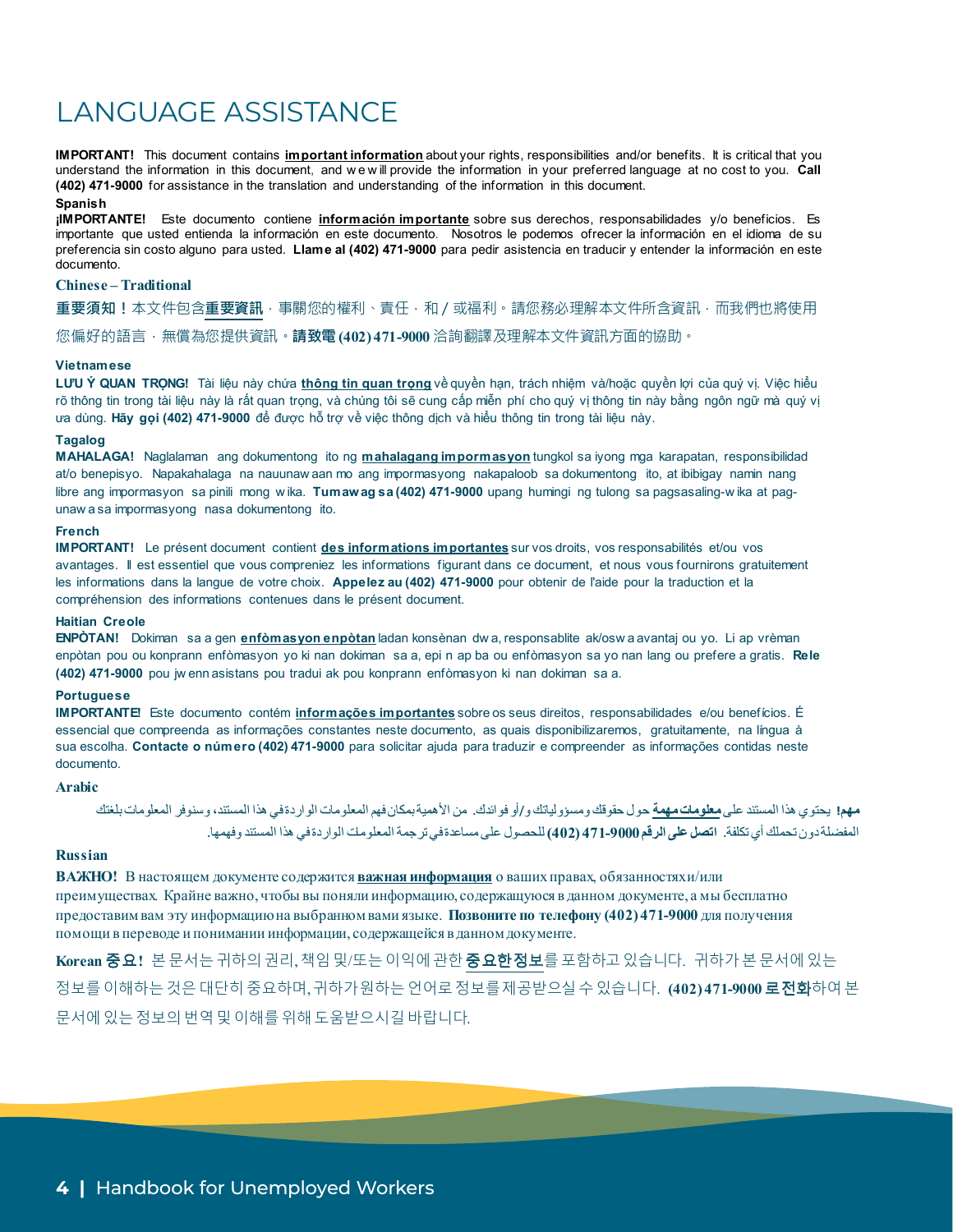# LANGUAGE ASSISTANCE

**IMPORTANT!** This document contains **important information** about your rights, responsibilities and/or benefits. It is critical that you understand the information in this document, and we will provide the information in your preferred language at no cost to you. **Call (402) 471-9000** for assistance in the translation and understanding of the information in this document.

**Spanish**

**¡IMPORTANTE!** Este documento contiene **información importante** sobre sus derechos, responsabilidades y/o beneficios. Es importante que usted entienda la información en este documento. Nosotros le podemos ofrecer la información en el idioma de su preferencia sin costo alguno para usted. **Llame al (402) 471-9000** para pedir asistencia en traducir y entender la información en este documento.

**Chinese – Traditional**

**重要須知！**本文件包含**重要資訊**，事關您的權利、責任，和 / 或福利。請您務必理解本文件所含資訊，而我們也將使用您偏好的語言，無償為您提供資訊。**請致電 (402) 471-9000** 洽詢翻譯及理解本文件資訊方面的協助。

**Vietnamese**

**LƯU Ý QUAN TRỌNG!** Tài liệu này chứa **thông tin quan trọng** về quyền hạn, trách nhiệm và/hoặc quyền lợi của quý vị. Việc hiểu rõ thông tin trong tài liệu này là rất quan trọng, và chúng tôi sẽ cung cấp miễn phí cho quý vị thông tin này bằng ngôn ngữ mà quý vị ưa dùng. **Hãy gọi (402) 471-9000** để được hỗ trợ về việc thông dịch và hiểu thông tin trong tài liệu này.

**Tagalog**

**MAHALAGA!** Naglalaman ang dokumentong ito ng **mahalagang impormasyon** tungkol sa iyong mga karapatan, responsibilidad at/o benepisyo. Napakahalaga na nauunawaan mo ang impormasyong nakapaloob sa dokumentong ito, at ibibigay namin nang libre ang impormasyon sa pinili mong wika. **Tumawag sa (402) 471-9000** upang humingi ng tulong sa pagsasaling-wika at pag-unawa sa impormasyong nasa dokumentong ito.

**French**

**IMPORTANT!** Le présent document contient **des informations importantes** sur vos droits, vos responsabilités et/ou vos avantages. Il est essentiel que vous compreniez les informations figurant dans ce document, et nous vous fournirons gratuitement les informations dans la langue de votre choix. **Appelez au (402) 471-9000** pour obtenir de l'aide pour la traduction et la compréhension des informations contenues dans le présent document.

**Haitian Creole**

**ENPÒTAN!** Dokiman sa a gen **enfòmasyon enpòtan** ladan konsènan dwa, responsablite ak/oswa avantaj ou yo. Li ap vrèman enpòtan pou ou konprann enfòmasyon yo ki nan dokiman sa a, epi n ap ba ou enfòmasyon sa yo nan lang ou prefere a gratis. **Rele (402) 471-9000** pou jwenn asistans pou tradui ak pou konprann enfòmasyon ki nan dokiman sa a.

**Portuguese**

**IMPORTANTE!** Este documento contém **informações importantes** sobre os seus direitos, responsabilidades e/ou benefícios. É essencial que compreenda as informações constantes neste documento, as quais disponibilizaremos, gratuitamente, na língua à sua escolha. **Contacte o número (402) 471-9000** para solicitar ajuda para traduzir e compreender as informações contidas neste documento.

**Arabic**

**مهم!** يحتوي هذا المستند على **معلومات مهمة** حول حقوقك ومسؤولياتك و/أو فوائدك. من الأهمية بمكان فهم المعلومات الواردة في هذا المستند، وسنوفر المعلومات بلغتك المفضلة دون تحملك أي تكلفة. **اتصل على الرقم 9000-471 (402)** للحصول على مساعدة في ترجمة المعلومات الواردة في هذا المستند وفهمها.

**Russian**

**ВАЖНО!** В настоящем документе содержится **важная информация** о ваших правах, обязанностях и/или преимуществах. Крайне важно, чтобы вы поняли информацию, содержащуюся в данном документе, а мы бесплатно предоставим вам эту информацию на выбранном вами языке. **Позвоните по телефону (402) 471-9000** для получения помощи в переводе и понимании информации, содержащейся в данном документе.

**Korean** **중요!** 본 문서는 귀하의 권리, 책임 및/또는 이익에 관한 **중요한 정보**를 포함하고 있습니다. 귀하가 본 문서에 있는 정보를 이해하는 것은 대단히 중요하며, 귀하가 원하는 언어로 정보를 제공받으실 수 있습니다. **(402) 471-9000 로 전화**하여 본 문서에 있는 정보의 번역 및 이해를 위해 도움받으시길 바랍니다.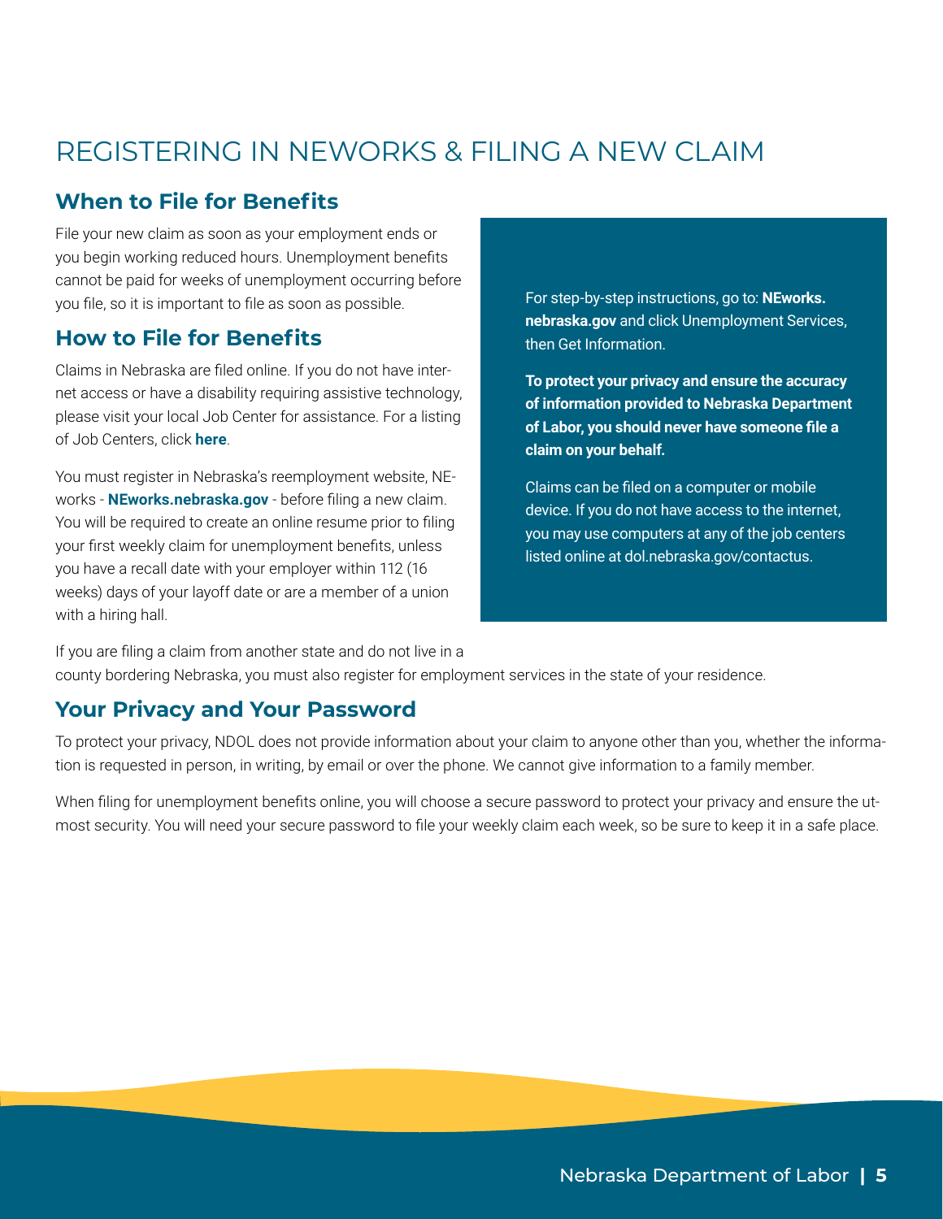# REGISTERING IN NEWORKS & FILING A NEW CLAIM

## When to File for Benefits

File your new claim as soon as your employment ends or you begin working reduced hours. Unemployment benefits cannot be paid for weeks of unemployment occurring before you file, so it is important to file as soon as possible.

## How to File for Benefits

Claims in Nebraska are filed online. If you do not have internet access or have a disability requiring assistive technology, please visit your local Job Center for assistance. For a listing of Job Centers, click **here**.

You must register in Nebraska's reemployment website, NEworks - **NEworks.nebraska.gov** - before filing a new claim. You will be required to create an online resume prior to filing your first weekly claim for unemployment benefits, unless you have a recall date with your employer within 112 (16 weeks) days of your layoff date or are a member of a union with a hiring hall.

If you are filing a claim from another state and do not live in a county bordering Nebraska, you must also register for employment services in the state of your residence.

For step-by-step instructions, go to: **NEworks.nebraska.gov** and click Unemployment Services, then Get Information.

**To protect your privacy and ensure the accuracy of information provided to Nebraska Department of Labor, you should never have someone file a claim on your behalf.**

Claims can be filed on a computer or mobile device. If you do not have access to the internet, you may use computers at any of the job centers listed online at dol.nebraska.gov/contactus.

## Your Privacy and Your Password

To protect your privacy, NDOL does not provide information about your claim to anyone other than you, whether the information is requested in person, in writing, by email or over the phone. We cannot give information to a family member.

When filing for unemployment benefits online, you will choose a secure password to protect your privacy and ensure the utmost security. You will need your secure password to file your weekly claim each week, so be sure to keep it in a safe place.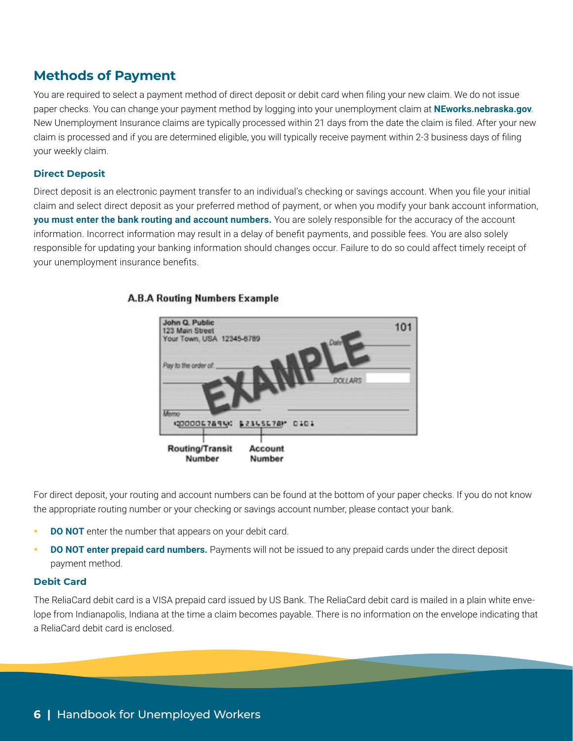## Methods of Payment

You are required to select a payment method of direct deposit or debit card when filing your new claim. We do not issue paper checks. You can change your payment method by logging into your unemployment claim at **NEworks.nebraska.gov**. New Unemployment Insurance claims are typically processed within 21 days from the date the claim is filed. After your new claim is processed and if you are determined eligible, you will typically receive payment within 2-3 business days of filing your weekly claim.

### Direct Deposit

Direct deposit is an electronic payment transfer to an individual's checking or savings account. When you file your initial claim and select direct deposit as your preferred method of payment, or when you modify your bank account information, **you must enter the bank routing and account numbers.** You are solely responsible for the accuracy of the account information. Incorrect information may result in a delay of benefit payments, and possible fees. You are also solely responsible for updating your banking information should changes occur. Failure to do so could affect timely receipt of your unemployment insurance benefits.

**A.B.A Routing Numbers Example**

John Q. Public
123 Main Street
Your Town, USA 12345-6789

101

Date

Pay to the order of

DOLLARS

Memo

EXAMPLE

Routing/Transit Number | Account Number

For direct deposit, your routing and account numbers can be found at the bottom of your paper checks. If you do not know the appropriate routing number or your checking or savings account number, please contact your bank.

- **DO NOT** enter the number that appears on your debit card.
- **DO NOT enter prepaid card numbers.** Payments will not be issued to any prepaid cards under the direct deposit payment method.

### Debit Card

The ReliaCard debit card is a VISA prepaid card issued by US Bank. The ReliaCard debit card is mailed in a plain white envelope from Indianapolis, Indiana at the time a claim becomes payable. There is no information on the envelope indicating that a ReliaCard debit card is enclosed.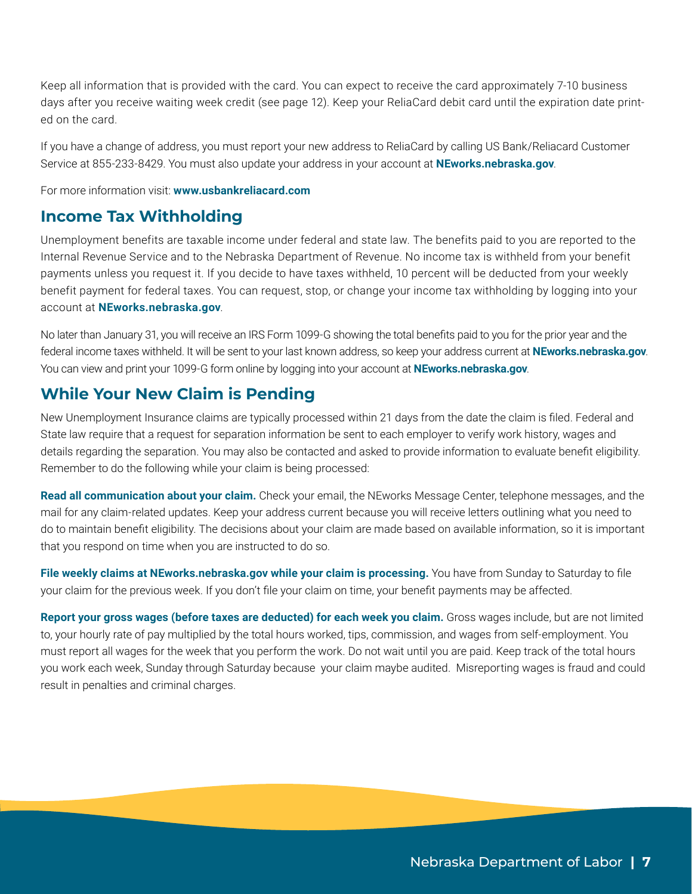Keep all information that is provided with the card. You can expect to receive the card approximately 7-10 business days after you receive waiting week credit (see page 12). Keep your ReliaCard debit card until the expiration date printed on the card.

If you have a change of address, you must report your new address to ReliaCard by calling US Bank/Reliacard Customer Service at 855-233-8429. You must also update your address in your account at **NEworks.nebraska.gov**.

For more information visit: **www.usbankreliacard.com**

## Income Tax Withholding

Unemployment benefits are taxable income under federal and state law. The benefits paid to you are reported to the Internal Revenue Service and to the Nebraska Department of Revenue. No income tax is withheld from your benefit payments unless you request it. If you decide to have taxes withheld, 10 percent will be deducted from your weekly benefit payment for federal taxes. You can request, stop, or change your income tax withholding by logging into your account at **NEworks.nebraska.gov**.

No later than January 31, you will receive an IRS Form 1099-G showing the total benefits paid to you for the prior year and the federal income taxes withheld. It will be sent to your last known address, so keep your address current at **NEworks.nebraska.gov**. You can view and print your 1099-G form online by logging into your account at **NEworks.nebraska.gov**.

## While Your New Claim is Pending

New Unemployment Insurance claims are typically processed within 21 days from the date the claim is filed. Federal and State law require that a request for separation information be sent to each employer to verify work history, wages and details regarding the separation. You may also be contacted and asked to provide information to evaluate benefit eligibility. Remember to do the following while your claim is being processed:

**Read all communication about your claim.** Check your email, the NEworks Message Center, telephone messages, and the mail for any claim-related updates. Keep your address current because you will receive letters outlining what you need to do to maintain benefit eligibility. The decisions about your claim are made based on available information, so it is important that you respond on time when you are instructed to do so.

**File weekly claims at NEworks.nebraska.gov while your claim is processing.** You have from Sunday to Saturday to file your claim for the previous week. If you don't file your claim on time, your benefit payments may be affected.

**Report your gross wages (before taxes are deducted) for each week you claim.** Gross wages include, but are not limited to, your hourly rate of pay multiplied by the total hours worked, tips, commission, and wages from self-employment. You must report all wages for the week that you perform the work. Do not wait until you are paid. Keep track of the total hours you work each week, Sunday through Saturday because your claim maybe audited. Misreporting wages is fraud and could result in penalties and criminal charges.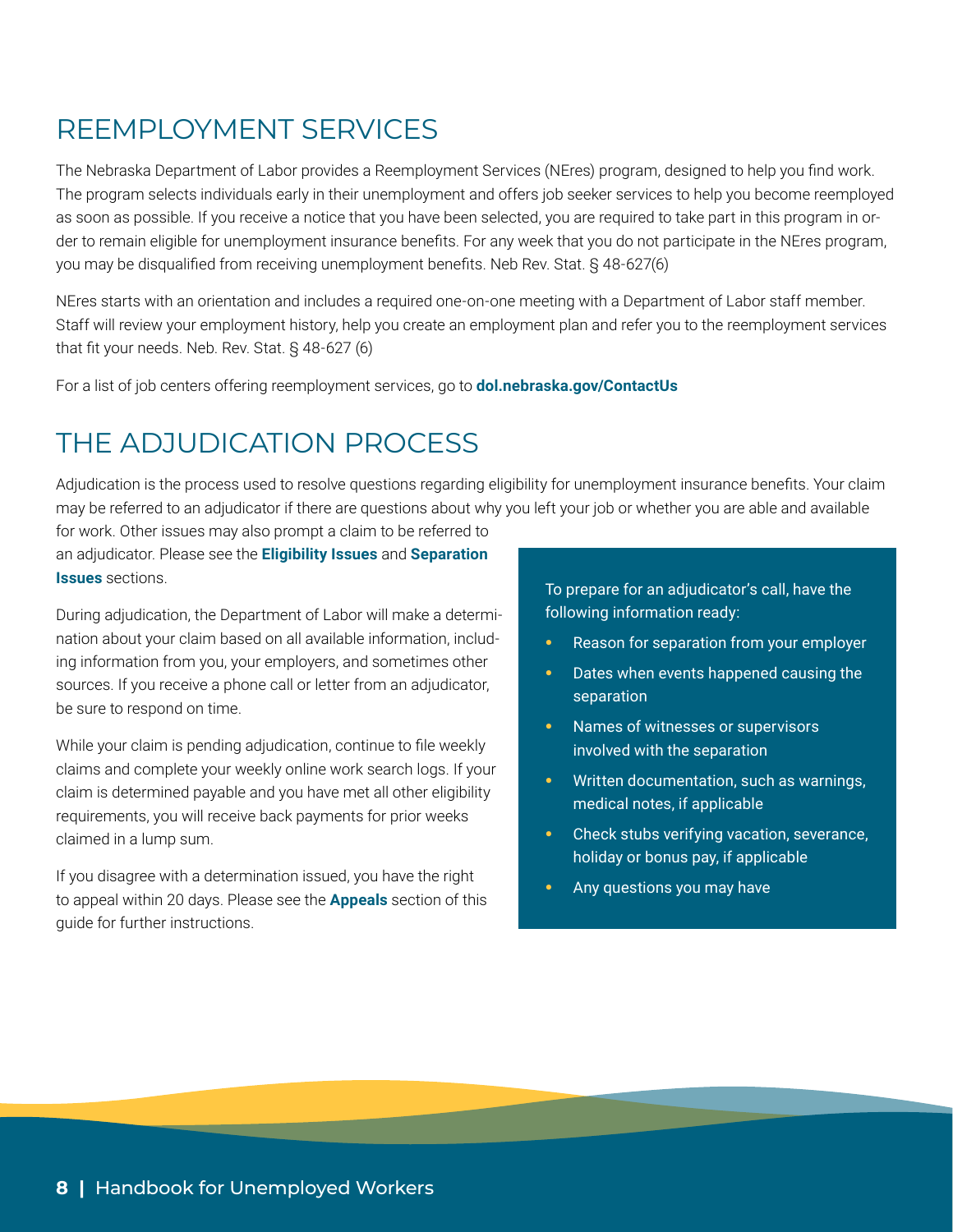## REEMPLOYMENT SERVICES

The Nebraska Department of Labor provides a Reemployment Services (NEres) program, designed to help you find work. The program selects individuals early in their unemployment and offers job seeker services to help you become reemployed as soon as possible. If you receive a notice that you have been selected, you are required to take part in this program in order to remain eligible for unemployment insurance benefits. For any week that you do not participate in the NEres program, you may be disqualified from receiving unemployment benefits. Neb Rev. Stat. § 48-627(6)

NEres starts with an orientation and includes a required one-on-one meeting with a Department of Labor staff member. Staff will review your employment history, help you create an employment plan and refer you to the reemployment services that fit your needs. Neb. Rev. Stat. § 48-627 (6)

For a list of job centers offering reemployment services, go to **dol.nebraska.gov/ContactUs**

## THE ADJUDICATION PROCESS

Adjudication is the process used to resolve questions regarding eligibility for unemployment insurance benefits. Your claim may be referred to an adjudicator if there are questions about why you left your job or whether you are able and available for work. Other issues may also prompt a claim to be referred to an adjudicator. Please see the **Eligibility Issues** and **Separation Issues** sections.

During adjudication, the Department of Labor will make a determination about your claim based on all available information, including information from you, your employers, and sometimes other sources. If you receive a phone call or letter from an adjudicator, be sure to respond on time.

While your claim is pending adjudication, continue to file weekly claims and complete your weekly online work search logs. If your claim is determined payable and you have met all other eligibility requirements, you will receive back payments for prior weeks claimed in a lump sum.

If you disagree with a determination issued, you have the right to appeal within 20 days. Please see the **Appeals** section of this guide for further instructions.

To prepare for an adjudicator's call, have the following information ready:

- Reason for separation from your employer
- Dates when events happened causing the separation
- Names of witnesses or supervisors involved with the separation
- Written documentation, such as warnings, medical notes, if applicable
- Check stubs verifying vacation, severance, holiday or bonus pay, if applicable
- Any questions you may have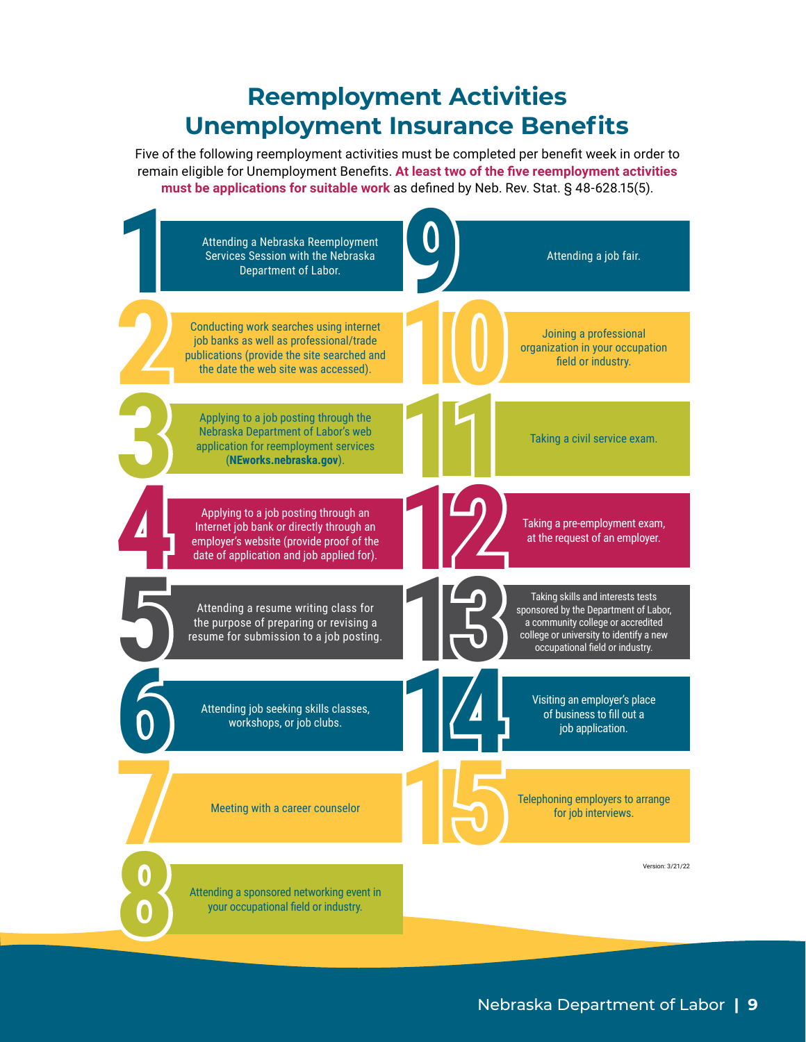# Reemployment Activities
# Unemployment Insurance Benefits

Five of the following reemployment activities must be completed per benefit week in order to remain eligible for Unemployment Benefits. **At least two of the five reemployment activities must be applications for suitable work** as defined by Neb. Rev. Stat. § 48-628.15(5).

1. Attending a Nebraska Reemployment Services Session with the Nebraska Department of Labor.
2. Conducting work searches using internet job banks as well as professional/trade publications (provide the site searched and the date the web site was accessed).
3. Applying to a job posting through the Nebraska Department of Labor's web application for reemployment services (**NEworks.nebraska.gov**).
4. Applying to a job posting through an Internet job bank or directly through an employer's website (provide proof of the date of application and job applied for).
5. Attending a resume writing class for the purpose of preparing or revising a resume for submission to a job posting.
6. Attending job seeking skills classes, workshops, or job clubs.
7. Meeting with a career counselor
8. Attending a sponsored networking event in your occupational field or industry.
9. Attending a job fair.
10. Joining a professional organization in your occupation field or industry.
11. Taking a civil service exam.
12. Taking a pre-employment exam, at the request of an employer.
13. Taking skills and interests tests sponsored by the Department of Labor, a community college or accredited college or university to identify a new occupational field or industry.
14. Visiting an employer's place of business to fill out a job application.
15. Telephoning employers to arrange for job interviews.

Version: 3/21/22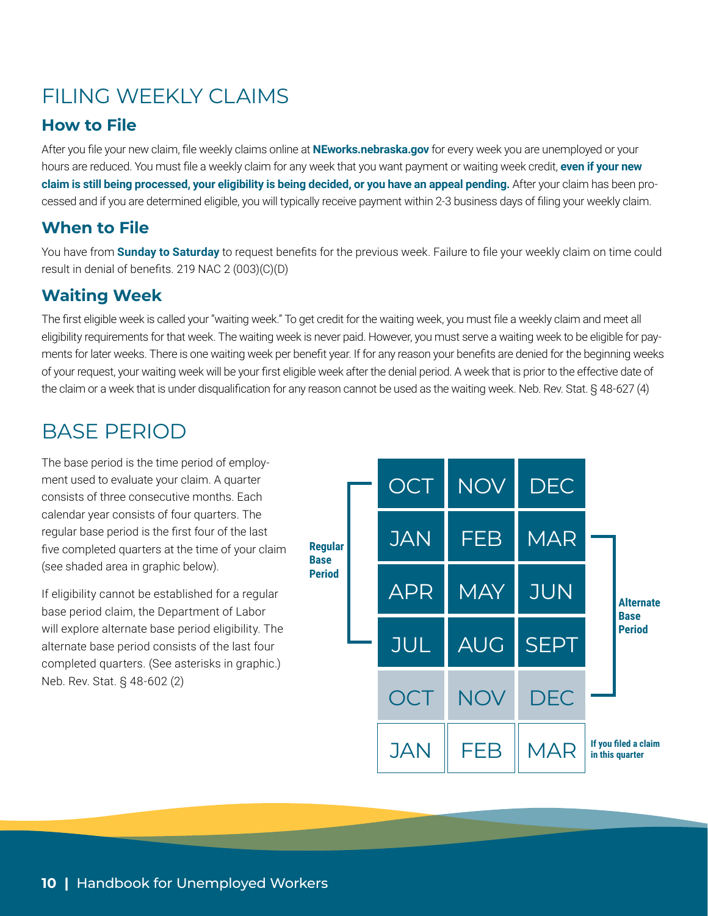# FILING WEEKLY CLAIMS

## How to File

After you file your new claim, file weekly claims online at **NEworks.nebraska.gov** for every week you are unemployed or your hours are reduced. You must file a weekly claim for any week that you want payment or waiting week credit, **even if your new claim is still being processed, your eligibility is being decided, or you have an appeal pending.** After your claim has been processed and if you are determined eligible, you will typically receive payment within 2-3 business days of filing your weekly claim.

## When to File

You have from **Sunday to Saturday** to request benefits for the previous week. Failure to file your weekly claim on time could result in denial of benefits. 219 NAC 2 (003)(C)(D)

## Waiting Week

The first eligible week is called your "waiting week." To get credit for the waiting week, you must file a weekly claim and meet all eligibility requirements for that week. The waiting week is never paid. However, you must serve a waiting week to be eligible for payments for later weeks. There is one waiting week per benefit year. If for any reason your benefits are denied for the beginning weeks of your request, your waiting week will be your first eligible week after the denial period. A week that is prior to the effective date of the claim or a week that is under disqualification for any reason cannot be used as the waiting week. Neb. Rev. Stat. § 48-627 (4)

# BASE PERIOD

The base period is the time period of employment used to evaluate your claim. A quarter consists of three consecutive months. Each calendar year consists of four quarters. The regular base period is the first four of the last five completed quarters at the time of your claim (see shaded area in graphic below).

If eligibility cannot be established for a regular base period claim, the Department of Labor will explore alternate base period eligibility. The alternate base period consists of the last four completed quarters. (See asterisks in graphic.) Neb. Rev. Stat. § 48-602 (2)

| Quarter | | | Regular Base Period | Alternate Base Period |
|---|---|---|---|---|
| OCT | NOV | DEC | ✓ | |
| JAN | FEB | MAR | ✓ | ✓ |
| APR | MAY | JUN | ✓ | ✓ |
| JUL | AUG | SEPT | ✓ | ✓ |
| OCT | NOV | DEC | | ✓ |
| JAN | FEB | MAR | If you filed a claim in this quarter | |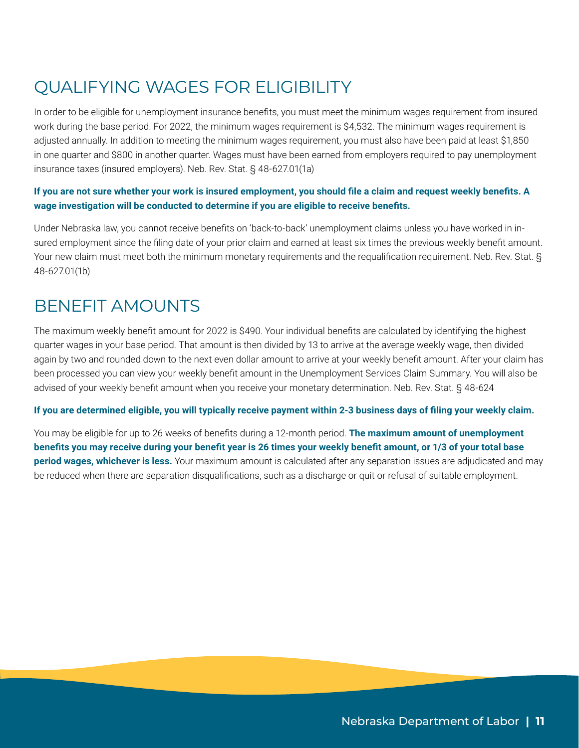## QUALIFYING WAGES FOR ELIGIBILITY

In order to be eligible for unemployment insurance benefits, you must meet the minimum wages requirement from insured work during the base period. For 2022, the minimum wages requirement is $4,532. The minimum wages requirement is adjusted annually. In addition to meeting the minimum wages requirement, you must also have been paid at least $1,850 in one quarter and $800 in another quarter. Wages must have been earned from employers required to pay unemployment insurance taxes (insured employers). Neb. Rev. Stat. § 48-627.01(1a)

**If you are not sure whether your work is insured employment, you should file a claim and request weekly benefits. A wage investigation will be conducted to determine if you are eligible to receive benefits.**

Under Nebraska law, you cannot receive benefits on 'back-to-back' unemployment claims unless you have worked in insured employment since the filing date of your prior claim and earned at least six times the previous weekly benefit amount. Your new claim must meet both the minimum monetary requirements and the requalification requirement. Neb. Rev. Stat. § 48-627.01(1b)

## BENEFIT AMOUNTS

The maximum weekly benefit amount for 2022 is $490. Your individual benefits are calculated by identifying the highest quarter wages in your base period. That amount is then divided by 13 to arrive at the average weekly wage, then divided again by two and rounded down to the next even dollar amount to arrive at your weekly benefit amount. After your claim has been processed you can view your weekly benefit amount in the Unemployment Services Claim Summary. You will also be advised of your weekly benefit amount when you receive your monetary determination. Neb. Rev. Stat. § 48-624

**If you are determined eligible, you will typically receive payment within 2-3 business days of filing your weekly claim.**

You may be eligible for up to 26 weeks of benefits during a 12-month period. **The maximum amount of unemployment benefits you may receive during your benefit year is 26 times your weekly benefit amount, or 1/3 of your total base period wages, whichever is less.** Your maximum amount is calculated after any separation issues are adjudicated and may be reduced when there are separation disqualifications, such as a discharge or quit or refusal of suitable employment.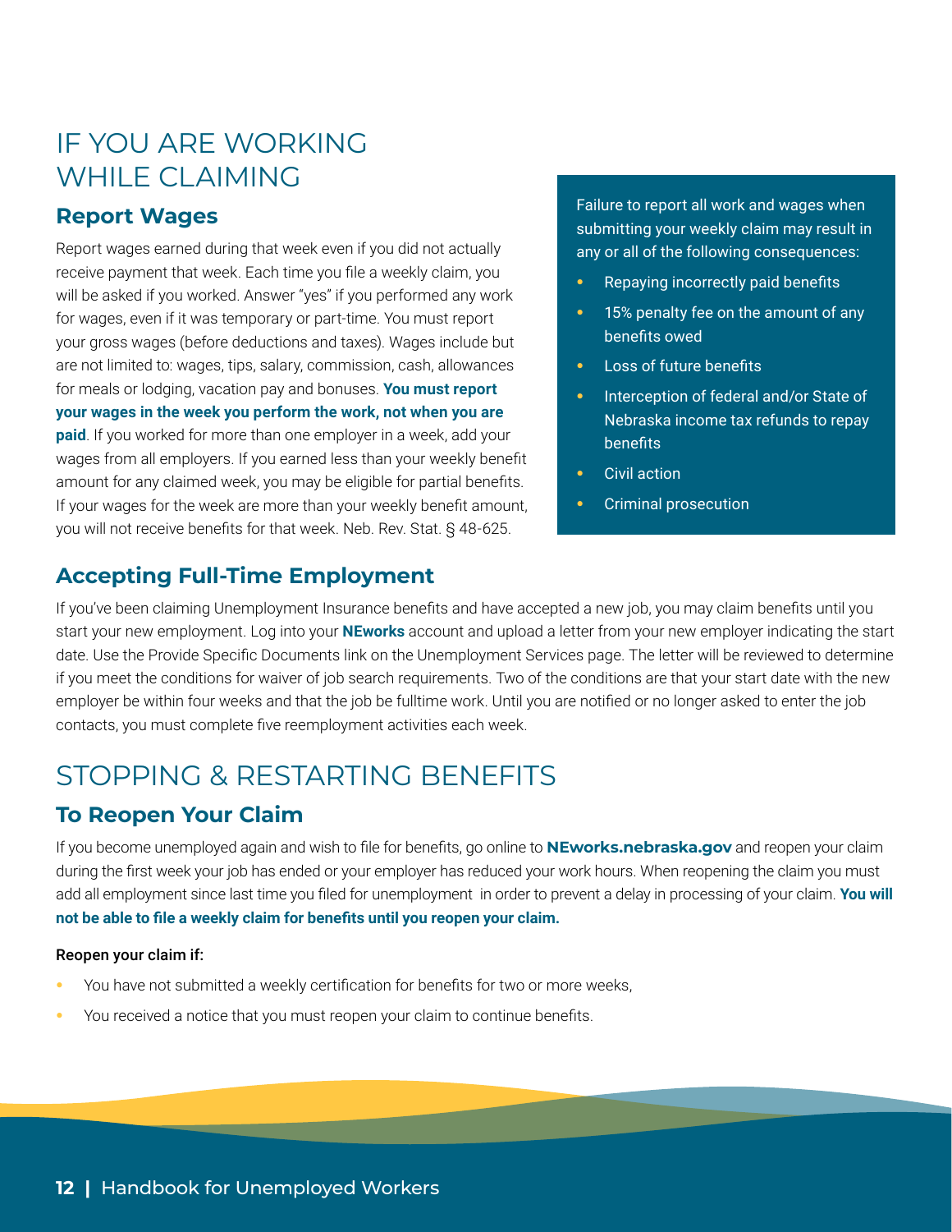# IF YOU ARE WORKING WHILE CLAIMING

## Report Wages

Report wages earned during that week even if you did not actually receive payment that week. Each time you file a weekly claim, you will be asked if you worked. Answer "yes" if you performed any work for wages, even if it was temporary or part-time. You must report your gross wages (before deductions and taxes). Wages include but are not limited to: wages, tips, salary, commission, cash, allowances for meals or lodging, vacation pay and bonuses. **You must report your wages in the week you perform the work, not when you are paid**. If you worked for more than one employer in a week, add your wages from all employers. If you earned less than your weekly benefit amount for any claimed week, you may be eligible for partial benefits. If your wages for the week are more than your weekly benefit amount, you will not receive benefits for that week. Neb. Rev. Stat. § 48-625.

Failure to report all work and wages when submitting your weekly claim may result in any or all of the following consequences:

- Repaying incorrectly paid benefits
- 15% penalty fee on the amount of any benefits owed
- Loss of future benefits
- Interception of federal and/or State of Nebraska income tax refunds to repay benefits
- Civil action
- Criminal prosecution

## Accepting Full-Time Employment

If you've been claiming Unemployment Insurance benefits and have accepted a new job, you may claim benefits until you start your new employment. Log into your **NEworks** account and upload a letter from your new employer indicating the start date. Use the Provide Specific Documents link on the Unemployment Services page. The letter will be reviewed to determine if you meet the conditions for waiver of job search requirements. Two of the conditions are that your start date with the new employer be within four weeks and that the job be fulltime work. Until you are notified or no longer asked to enter the job contacts, you must complete five reemployment activities each week.

# STOPPING & RESTARTING BENEFITS

## To Reopen Your Claim

If you become unemployed again and wish to file for benefits, go online to **NEworks.nebraska.gov** and reopen your claim during the first week your job has ended or your employer has reduced your work hours. When reopening the claim you must add all employment since last time you filed for unemployment in order to prevent a delay in processing of your claim. **You will not be able to file a weekly claim for benefits until you reopen your claim.**

**Reopen your claim if:**

- You have not submitted a weekly certification for benefits for two or more weeks,
- You received a notice that you must reopen your claim to continue benefits.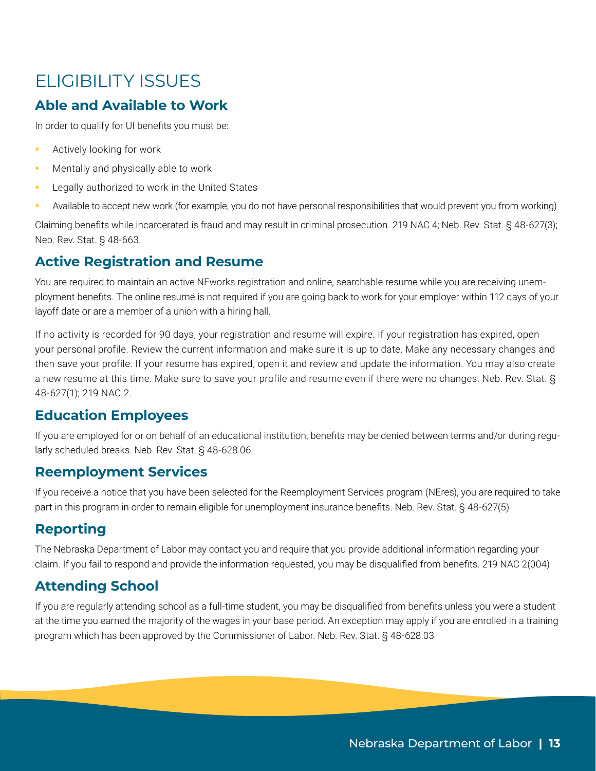# ELIGIBILITY ISSUES

## Able and Available to Work

In order to qualify for UI benefits you must be:

- Actively looking for work
- Mentally and physically able to work
- Legally authorized to work in the United States
- Available to accept new work (for example, you do not have personal responsibilities that would prevent you from working)

Claiming benefits while incarcerated is fraud and may result in criminal prosecution. 219 NAC 4; Neb. Rev. Stat. § 48-627(3); Neb. Rev. Stat. § 48-663.

## Active Registration and Resume

You are required to maintain an active NEworks registration and online, searchable resume while you are receiving unemployment benefits. The online resume is not required if you are going back to work for your employer within 112 days of your layoff date or are a member of a union with a hiring hall.

If no activity is recorded for 90 days, your registration and resume will expire. If your registration has expired, open your personal profile. Review the current information and make sure it is up to date. Make any necessary changes and then save your profile. If your resume has expired, open it and review and update the information. You may also create a new resume at this time. Make sure to save your profile and resume even if there were no changes. Neb. Rev. Stat. § 48-627(1); 219 NAC 2.

## Education Employees

If you are employed for or on behalf of an educational institution, benefits may be denied between terms and/or during regularly scheduled breaks. Neb. Rev. Stat. § 48-628.06

## Reemployment Services

If you receive a notice that you have been selected for the Reemployment Services program (NEres), you are required to take part in this program in order to remain eligible for unemployment insurance benefits. Neb. Rev. Stat. § 48-627(5)

## Reporting

The Nebraska Department of Labor may contact you and require that you provide additional information regarding your claim. If you fail to respond and provide the information requested, you may be disqualified from benefits. 219 NAC 2(004)

## Attending School

If you are regularly attending school as a full-time student, you may be disqualified from benefits unless you were a student at the time you earned the majority of the wages in your base period. An exception may apply if you are enrolled in a training program which has been approved by the Commissioner of Labor. Neb. Rev. Stat. § 48-628.03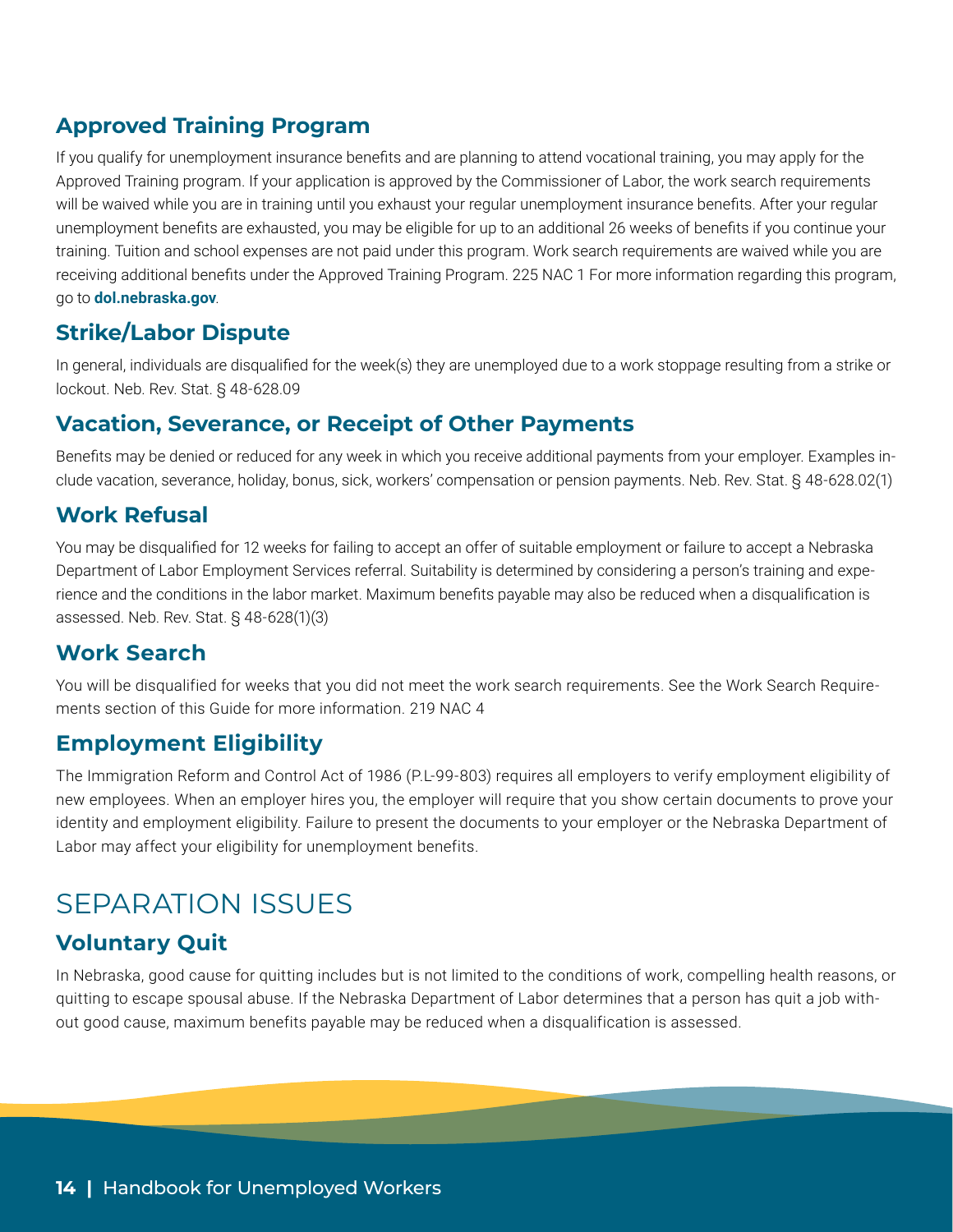## Approved Training Program

If you qualify for unemployment insurance benefits and are planning to attend vocational training, you may apply for the Approved Training program. If your application is approved by the Commissioner of Labor, the work search requirements will be waived while you are in training until you exhaust your regular unemployment insurance benefits. After your regular unemployment benefits are exhausted, you may be eligible for up to an additional 26 weeks of benefits if you continue your training. Tuition and school expenses are not paid under this program. Work search requirements are waived while you are receiving additional benefits under the Approved Training Program. 225 NAC 1 For more information regarding this program, go to **dol.nebraska.gov**.

## Strike/Labor Dispute

In general, individuals are disqualified for the week(s) they are unemployed due to a work stoppage resulting from a strike or lockout. Neb. Rev. Stat. § 48-628.09

## Vacation, Severance, or Receipt of Other Payments

Benefits may be denied or reduced for any week in which you receive additional payments from your employer. Examples include vacation, severance, holiday, bonus, sick, workers' compensation or pension payments. Neb. Rev. Stat. § 48-628.02(1)

## Work Refusal

You may be disqualified for 12 weeks for failing to accept an offer of suitable employment or failure to accept a Nebraska Department of Labor Employment Services referral. Suitability is determined by considering a person's training and experience and the conditions in the labor market. Maximum benefits payable may also be reduced when a disqualification is assessed. Neb. Rev. Stat. § 48-628(1)(3)

## Work Search

You will be disqualified for weeks that you did not meet the work search requirements. See the Work Search Requirements section of this Guide for more information. 219 NAC 4

## Employment Eligibility

The Immigration Reform and Control Act of 1986 (P.L-99-803) requires all employers to verify employment eligibility of new employees. When an employer hires you, the employer will require that you show certain documents to prove your identity and employment eligibility. Failure to present the documents to your employer or the Nebraska Department of Labor may affect your eligibility for unemployment benefits.

# SEPARATION ISSUES

## Voluntary Quit

In Nebraska, good cause for quitting includes but is not limited to the conditions of work, compelling health reasons, or quitting to escape spousal abuse. If the Nebraska Department of Labor determines that a person has quit a job without good cause, maximum benefits payable may be reduced when a disqualification is assessed.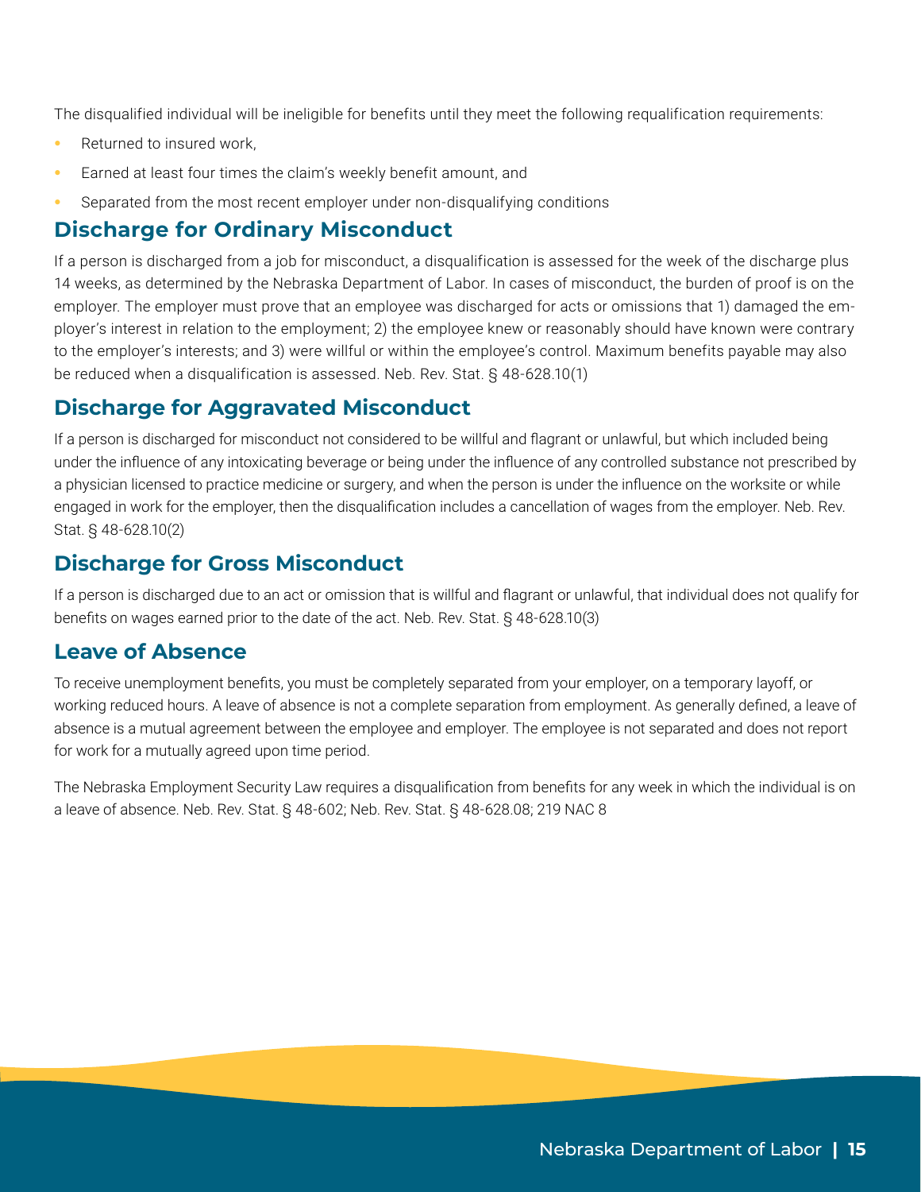The disqualified individual will be ineligible for benefits until they meet the following requalification requirements:

- Returned to insured work,
- Earned at least four times the claim's weekly benefit amount, and
- Separated from the most recent employer under non-disqualifying conditions

## Discharge for Ordinary Misconduct

If a person is discharged from a job for misconduct, a disqualification is assessed for the week of the discharge plus 14 weeks, as determined by the Nebraska Department of Labor. In cases of misconduct, the burden of proof is on the employer. The employer must prove that an employee was discharged for acts or omissions that 1) damaged the employer's interest in relation to the employment; 2) the employee knew or reasonably should have known were contrary to the employer's interests; and 3) were willful or within the employee's control. Maximum benefits payable may also be reduced when a disqualification is assessed. Neb. Rev. Stat. § 48-628.10(1)

## Discharge for Aggravated Misconduct

If a person is discharged for misconduct not considered to be willful and flagrant or unlawful, but which included being under the influence of any intoxicating beverage or being under the influence of any controlled substance not prescribed by a physician licensed to practice medicine or surgery, and when the person is under the influence on the worksite or while engaged in work for the employer, then the disqualification includes a cancellation of wages from the employer. Neb. Rev. Stat. § 48-628.10(2)

## Discharge for Gross Misconduct

If a person is discharged due to an act or omission that is willful and flagrant or unlawful, that individual does not qualify for benefits on wages earned prior to the date of the act. Neb. Rev. Stat. § 48-628.10(3)

## Leave of Absence

To receive unemployment benefits, you must be completely separated from your employer, on a temporary layoff, or working reduced hours. A leave of absence is not a complete separation from employment. As generally defined, a leave of absence is a mutual agreement between the employee and employer. The employee is not separated and does not report for work for a mutually agreed upon time period.

The Nebraska Employment Security Law requires a disqualification from benefits for any week in which the individual is on a leave of absence. Neb. Rev. Stat. § 48-602; Neb. Rev. Stat. § 48-628.08; 219 NAC 8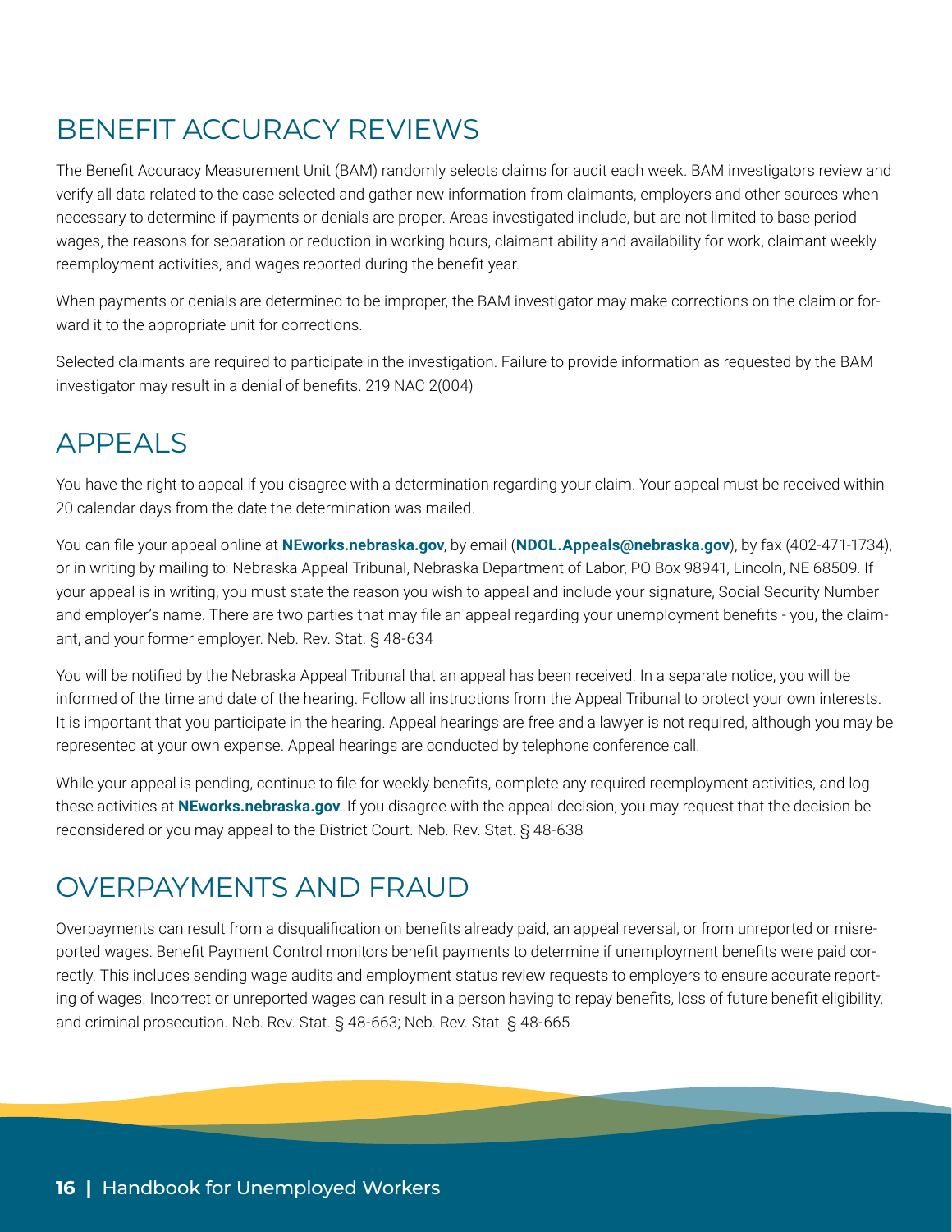## BENEFIT ACCURACY REVIEWS

The Benefit Accuracy Measurement Unit (BAM) randomly selects claims for audit each week. BAM investigators review and verify all data related to the case selected and gather new information from claimants, employers and other sources when necessary to determine if payments or denials are proper. Areas investigated include, but are not limited to base period wages, the reasons for separation or reduction in working hours, claimant ability and availability for work, claimant weekly reemployment activities, and wages reported during the benefit year.

When payments or denials are determined to be improper, the BAM investigator may make corrections on the claim or forward it to the appropriate unit for corrections.

Selected claimants are required to participate in the investigation. Failure to provide information as requested by the BAM investigator may result in a denial of benefits. 219 NAC 2(004)

## APPEALS

You have the right to appeal if you disagree with a determination regarding your claim. Your appeal must be received within 20 calendar days from the date the determination was mailed.

You can file your appeal online at **NEworks.nebraska.gov**, by email (**NDOL.Appeals@nebraska.gov**), by fax (402-471-1734), or in writing by mailing to: Nebraska Appeal Tribunal, Nebraska Department of Labor, PO Box 98941, Lincoln, NE 68509. If your appeal is in writing, you must state the reason you wish to appeal and include your signature, Social Security Number and employer's name. There are two parties that may file an appeal regarding your unemployment benefits - you, the claimant, and your former employer. Neb. Rev. Stat. § 48-634

You will be notified by the Nebraska Appeal Tribunal that an appeal has been received. In a separate notice, you will be informed of the time and date of the hearing. Follow all instructions from the Appeal Tribunal to protect your own interests. It is important that you participate in the hearing. Appeal hearings are free and a lawyer is not required, although you may be represented at your own expense. Appeal hearings are conducted by telephone conference call.

While your appeal is pending, continue to file for weekly benefits, complete any required reemployment activities, and log these activities at **NEworks.nebraska.gov**. If you disagree with the appeal decision, you may request that the decision be reconsidered or you may appeal to the District Court. Neb. Rev. Stat. § 48-638

## OVERPAYMENTS AND FRAUD

Overpayments can result from a disqualification on benefits already paid, an appeal reversal, or from unreported or misreported wages. Benefit Payment Control monitors benefit payments to determine if unemployment benefits were paid correctly. This includes sending wage audits and employment status review requests to employers to ensure accurate reporting of wages. Incorrect or unreported wages can result in a person having to repay benefits, loss of future benefit eligibility, and criminal prosecution. Neb. Rev. Stat. § 48-663; Neb. Rev. Stat. § 48-665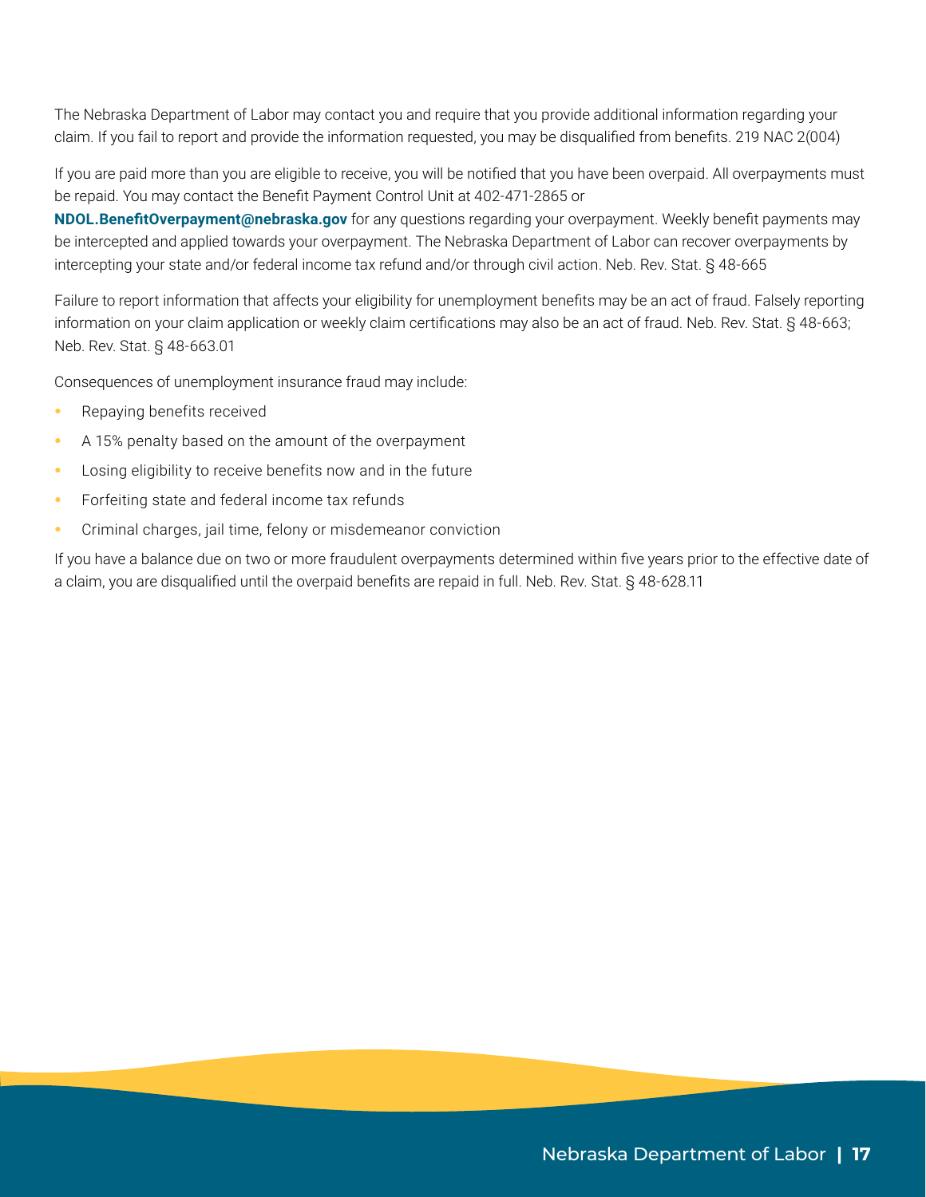The Nebraska Department of Labor may contact you and require that you provide additional information regarding your claim. If you fail to report and provide the information requested, you may be disqualified from benefits. 219 NAC 2(004)

If you are paid more than you are eligible to receive, you will be notified that you have been overpaid. All overpayments must be repaid. You may contact the Benefit Payment Control Unit at 402-471-2865 or **NDOL.BenefitOverpayment@nebraska.gov** for any questions regarding your overpayment. Weekly benefit payments may be intercepted and applied towards your overpayment. The Nebraska Department of Labor can recover overpayments by intercepting your state and/or federal income tax refund and/or through civil action. Neb. Rev. Stat. § 48-665

Failure to report information that affects your eligibility for unemployment benefits may be an act of fraud. Falsely reporting information on your claim application or weekly claim certifications may also be an act of fraud. Neb. Rev. Stat. § 48-663; Neb. Rev. Stat. § 48-663.01

Consequences of unemployment insurance fraud may include:

- Repaying benefits received
- A 15% penalty based on the amount of the overpayment
- Losing eligibility to receive benefits now and in the future
- Forfeiting state and federal income tax refunds
- Criminal charges, jail time, felony or misdemeanor conviction

If you have a balance due on two or more fraudulent overpayments determined within five years prior to the effective date of a claim, you are disqualified until the overpaid benefits are repaid in full. Neb. Rev. Stat. § 48-628.11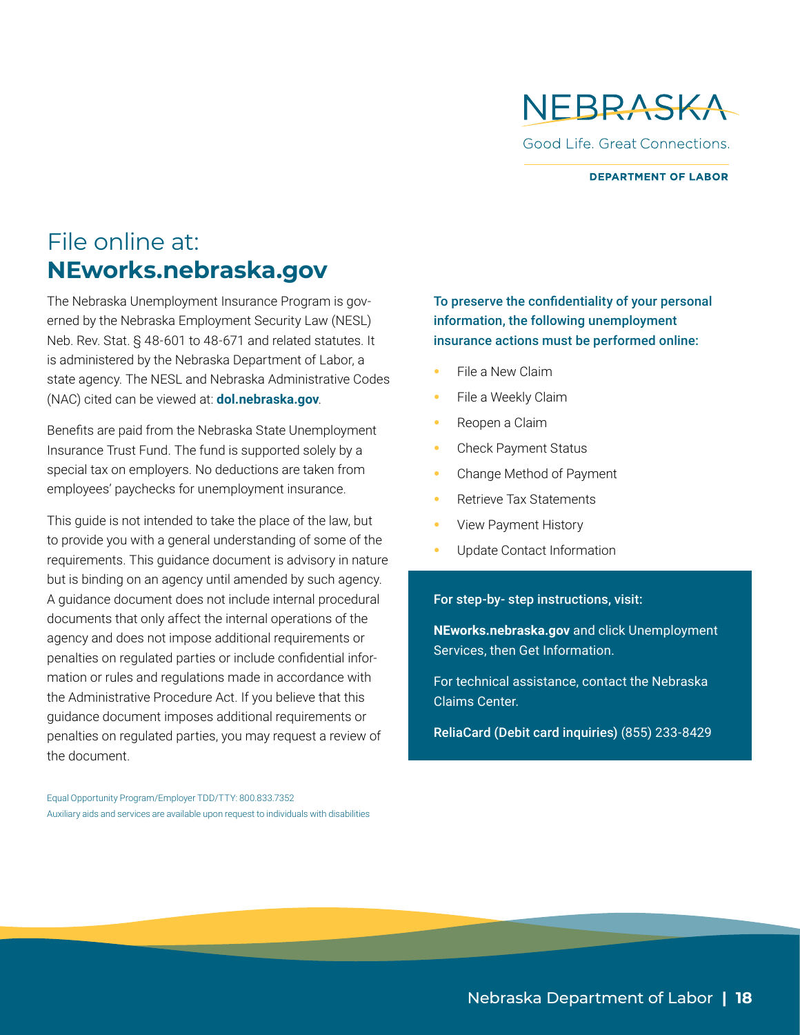NEBRASKA

Good Life. Great Connections.

DEPARTMENT OF LABOR

# File online at: **NEworks.nebraska.gov**

The Nebraska Unemployment Insurance Program is governed by the Nebraska Employment Security Law (NESL) Neb. Rev. Stat. § 48-601 to 48-671 and related statutes. It is administered by the Nebraska Department of Labor, a state agency. The NESL and Nebraska Administrative Codes (NAC) cited can be viewed at: **dol.nebraska.gov**.

Benefits are paid from the Nebraska State Unemployment Insurance Trust Fund. The fund is supported solely by a special tax on employers. No deductions are taken from employees' paychecks for unemployment insurance.

This guide is not intended to take the place of the law, but to provide you with a general understanding of some of the requirements. This guidance document is advisory in nature but is binding on an agency until amended by such agency. A guidance document does not include internal procedural documents that only affect the internal operations of the agency and does not impose additional requirements or penalties on regulated parties or include confidential information or rules and regulations made in accordance with the Administrative Procedure Act. If you believe that this guidance document imposes additional requirements or penalties on regulated parties, you may request a review of the document.

Equal Opportunity Program/Employer TDD/TTY: 800.833.7352
Auxiliary aids and services are available upon request to individuals with disabilities

**To preserve the confidentiality of your personal information, the following unemployment insurance actions must be performed online:**

- File a New Claim
- File a Weekly Claim
- Reopen a Claim
- Check Payment Status
- Change Method of Payment
- Retrieve Tax Statements
- View Payment History
- Update Contact Information

**For step-by- step instructions, visit:**

**NEworks.nebraska.gov** and click Unemployment Services, then Get Information.

For technical assistance, contact the Nebraska Claims Center.

**ReliaCard (Debit card inquiries)** (855) 233-8429